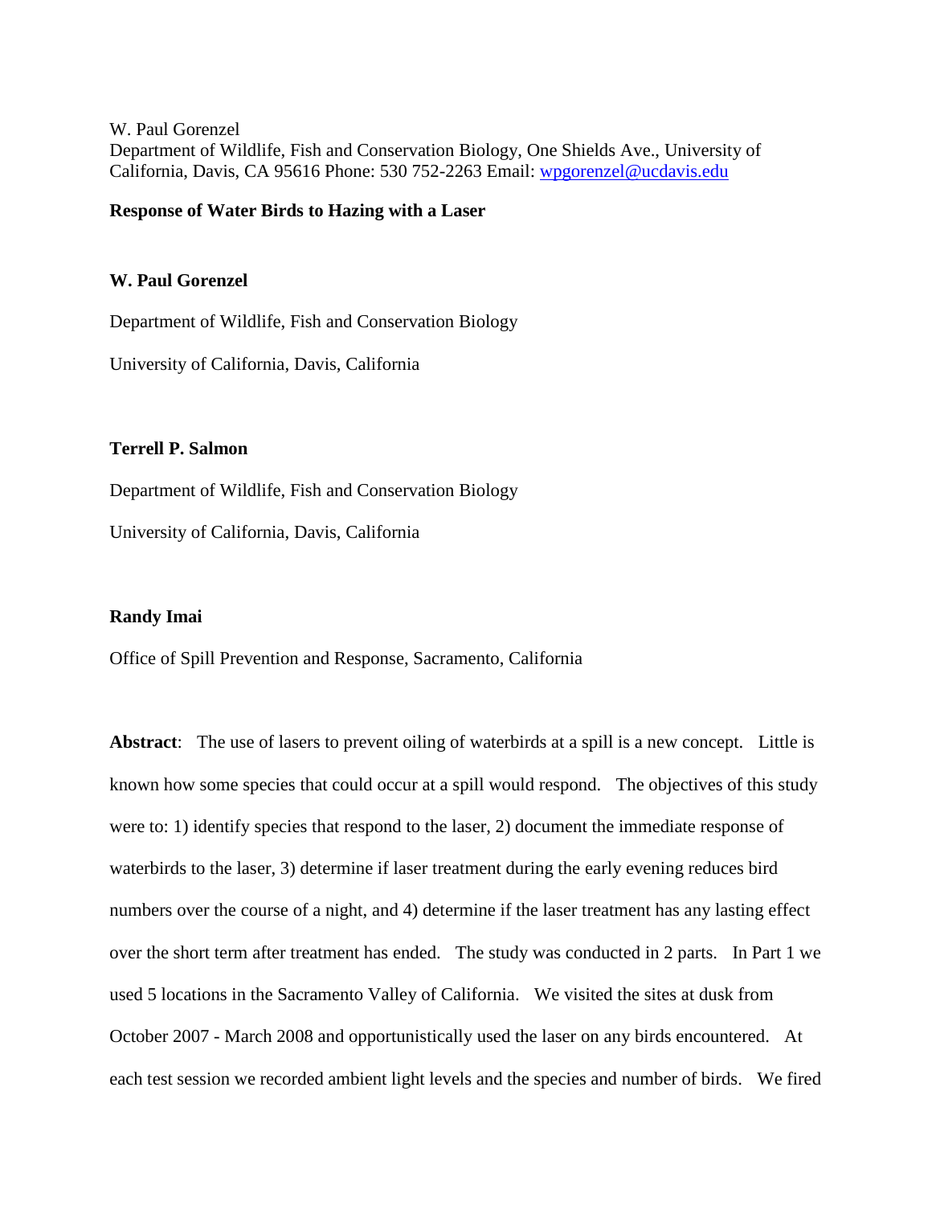W. Paul Gorenzel
Department of Wildlife, Fish and Conservation Biology, One Shields Ave., University of California, Davis, CA 95616 Phone: 530 752-2263 Email: wpgorenzel@ucdavis.edu

# Response of Water Birds to Hazing with a Laser

**W. Paul Gorenzel**

Department of Wildlife, Fish and Conservation Biology

University of California, Davis, California

**Terrell P. Salmon**

Department of Wildlife, Fish and Conservation Biology

University of California, Davis, California

**Randy Imai**

Office of Spill Prevention and Response, Sacramento, California

**Abstract**: The use of lasers to prevent oiling of waterbirds at a spill is a new concept. Little is known how some species that could occur at a spill would respond. The objectives of this study were to: 1) identify species that respond to the laser, 2) document the immediate response of waterbirds to the laser, 3) determine if laser treatment during the early evening reduces bird numbers over the course of a night, and 4) determine if the laser treatment has any lasting effect over the short term after treatment has ended. The study was conducted in 2 parts. In Part 1 we used 5 locations in the Sacramento Valley of California. We visited the sites at dusk from October 2007 - March 2008 and opportunistically used the laser on any birds encountered. At each test session we recorded ambient light levels and the species and number of birds. We fired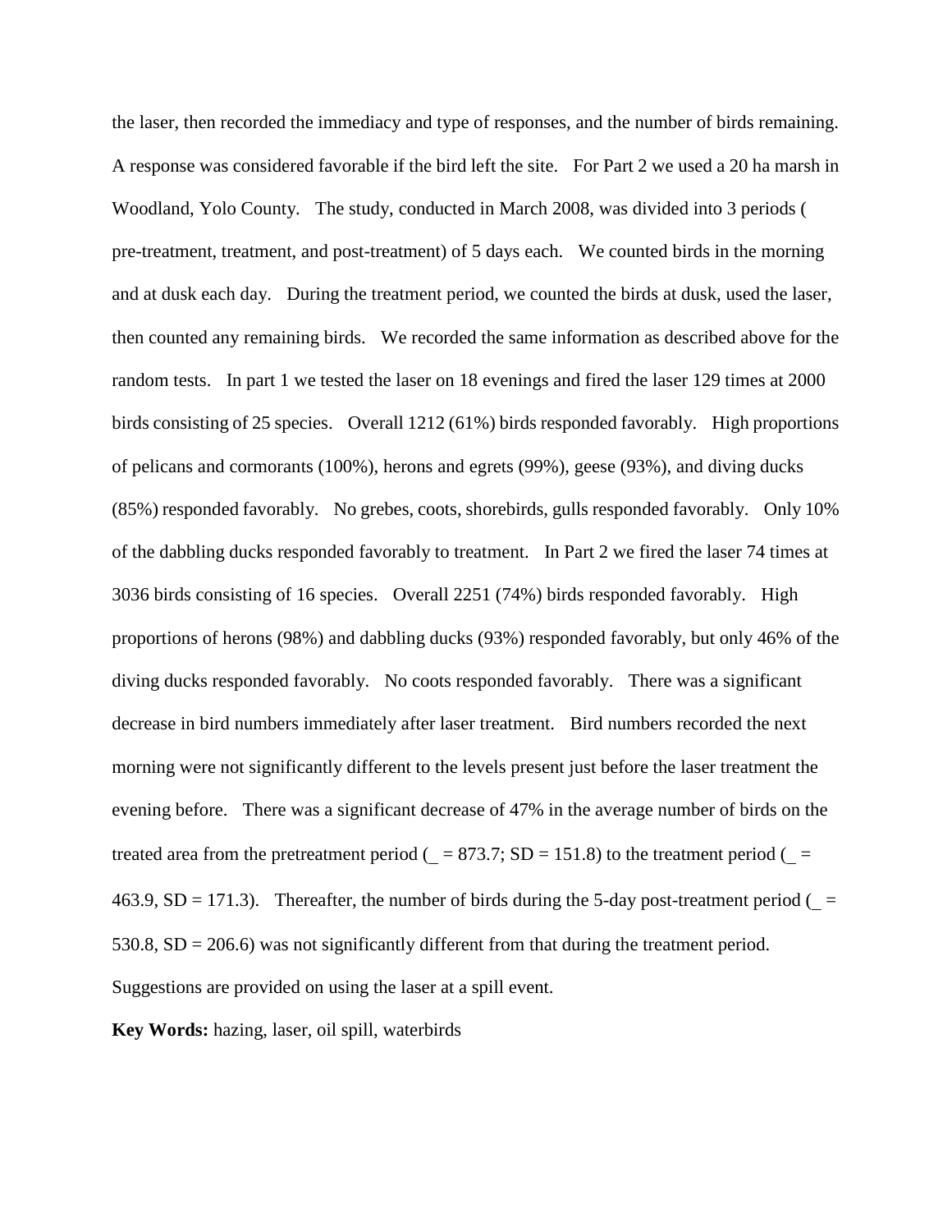the laser, then recorded the immediacy and type of responses, and the number of birds remaining. A response was considered favorable if the bird left the site. For Part 2 we used a 20 ha marsh in Woodland, Yolo County. The study, conducted in March 2008, was divided into 3 periods ( pre-treatment, treatment, and post-treatment) of 5 days each. We counted birds in the morning and at dusk each day. During the treatment period, we counted the birds at dusk, used the laser, then counted any remaining birds. We recorded the same information as described above for the random tests. In part 1 we tested the laser on 18 evenings and fired the laser 129 times at 2000 birds consisting of 25 species. Overall 1212 (61%) birds responded favorably. High proportions of pelicans and cormorants (100%), herons and egrets (99%), geese (93%), and diving ducks (85%) responded favorably. No grebes, coots, shorebirds, gulls responded favorably. Only 10% of the dabbling ducks responded favorably to treatment. In Part 2 we fired the laser 74 times at 3036 birds consisting of 16 species. Overall 2251 (74%) birds responded favorably. High proportions of herons (98%) and dabbling ducks (93%) responded favorably, but only 46% of the diving ducks responded favorably. No coots responded favorably. There was a significant decrease in bird numbers immediately after laser treatment. Bird numbers recorded the next morning were not significantly different to the levels present just before the laser treatment the evening before. There was a significant decrease of 47% in the average number of birds on the treated area from the pretreatment period (_ = 873.7; SD = 151.8) to the treatment period (_ = 463.9, SD = 171.3). Thereafter, the number of birds during the 5-day post-treatment period (_ = 530.8, SD = 206.6) was not significantly different from that during the treatment period. Suggestions are provided on using the laser at a spill event.

**Key Words:** hazing, laser, oil spill, waterbirds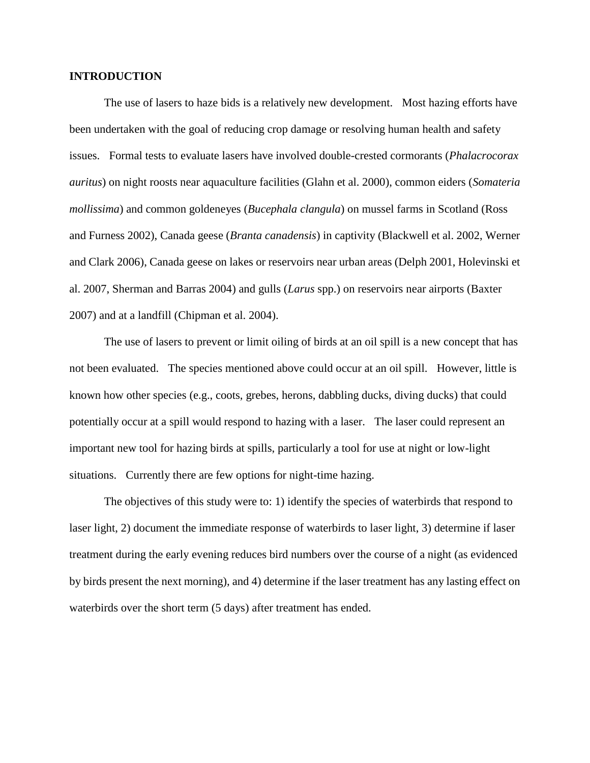# INTRODUCTION

The use of lasers to haze bids is a relatively new development. Most hazing efforts have been undertaken with the goal of reducing crop damage or resolving human health and safety issues. Formal tests to evaluate lasers have involved double-crested cormorants (*Phalacrocorax auritus*) on night roosts near aquaculture facilities (Glahn et al. 2000), common eiders (*Somateria mollissima*) and common goldeneyes (*Bucephala clangula*) on mussel farms in Scotland (Ross and Furness 2002), Canada geese (*Branta canadensis*) in captivity (Blackwell et al. 2002, Werner and Clark 2006), Canada geese on lakes or reservoirs near urban areas (Delph 2001, Holevinski et al. 2007, Sherman and Barras 2004) and gulls (*Larus* spp.) on reservoirs near airports (Baxter 2007) and at a landfill (Chipman et al. 2004).

The use of lasers to prevent or limit oiling of birds at an oil spill is a new concept that has not been evaluated. The species mentioned above could occur at an oil spill. However, little is known how other species (e.g., coots, grebes, herons, dabbling ducks, diving ducks) that could potentially occur at a spill would respond to hazing with a laser. The laser could represent an important new tool for hazing birds at spills, particularly a tool for use at night or low-light situations. Currently there are few options for night-time hazing.

The objectives of this study were to: 1) identify the species of waterbirds that respond to laser light, 2) document the immediate response of waterbirds to laser light, 3) determine if laser treatment during the early evening reduces bird numbers over the course of a night (as evidenced by birds present the next morning), and 4) determine if the laser treatment has any lasting effect on waterbirds over the short term (5 days) after treatment has ended.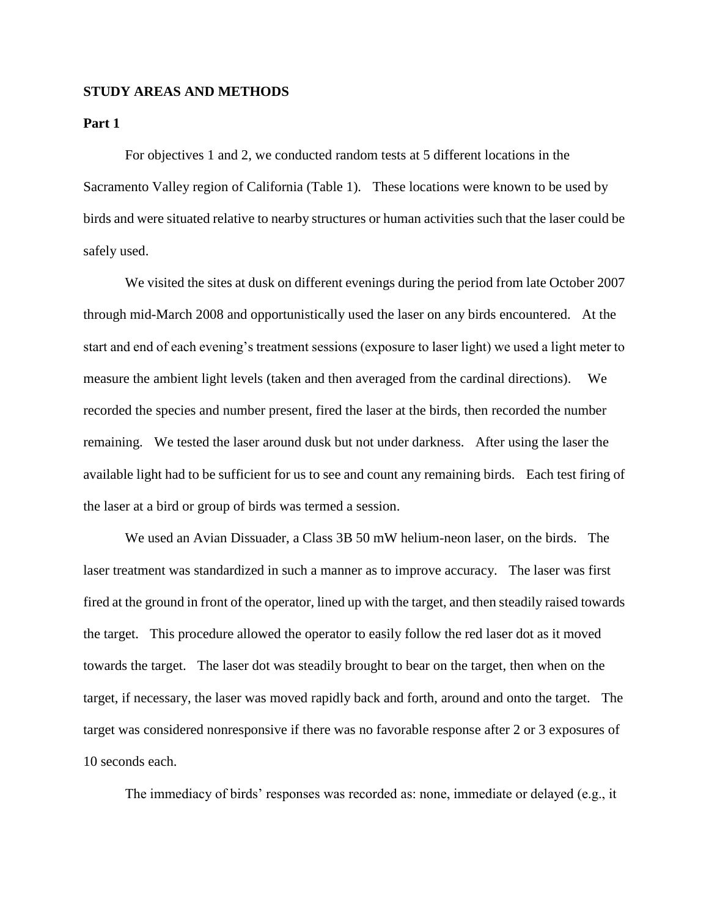## STUDY AREAS AND METHODS

### Part 1

For objectives 1 and 2, we conducted random tests at 5 different locations in the Sacramento Valley region of California (Table 1). These locations were known to be used by birds and were situated relative to nearby structures or human activities such that the laser could be safely used.

We visited the sites at dusk on different evenings during the period from late October 2007 through mid-March 2008 and opportunistically used the laser on any birds encountered. At the start and end of each evening's treatment sessions (exposure to laser light) we used a light meter to measure the ambient light levels (taken and then averaged from the cardinal directions). We recorded the species and number present, fired the laser at the birds, then recorded the number remaining. We tested the laser around dusk but not under darkness. After using the laser the available light had to be sufficient for us to see and count any remaining birds. Each test firing of the laser at a bird or group of birds was termed a session.

We used an Avian Dissuader, a Class 3B 50 mW helium-neon laser, on the birds. The laser treatment was standardized in such a manner as to improve accuracy. The laser was first fired at the ground in front of the operator, lined up with the target, and then steadily raised towards the target. This procedure allowed the operator to easily follow the red laser dot as it moved towards the target. The laser dot was steadily brought to bear on the target, then when on the target, if necessary, the laser was moved rapidly back and forth, around and onto the target. The target was considered nonresponsive if there was no favorable response after 2 or 3 exposures of 10 seconds each.

The immediacy of birds' responses was recorded as: none, immediate or delayed (e.g., it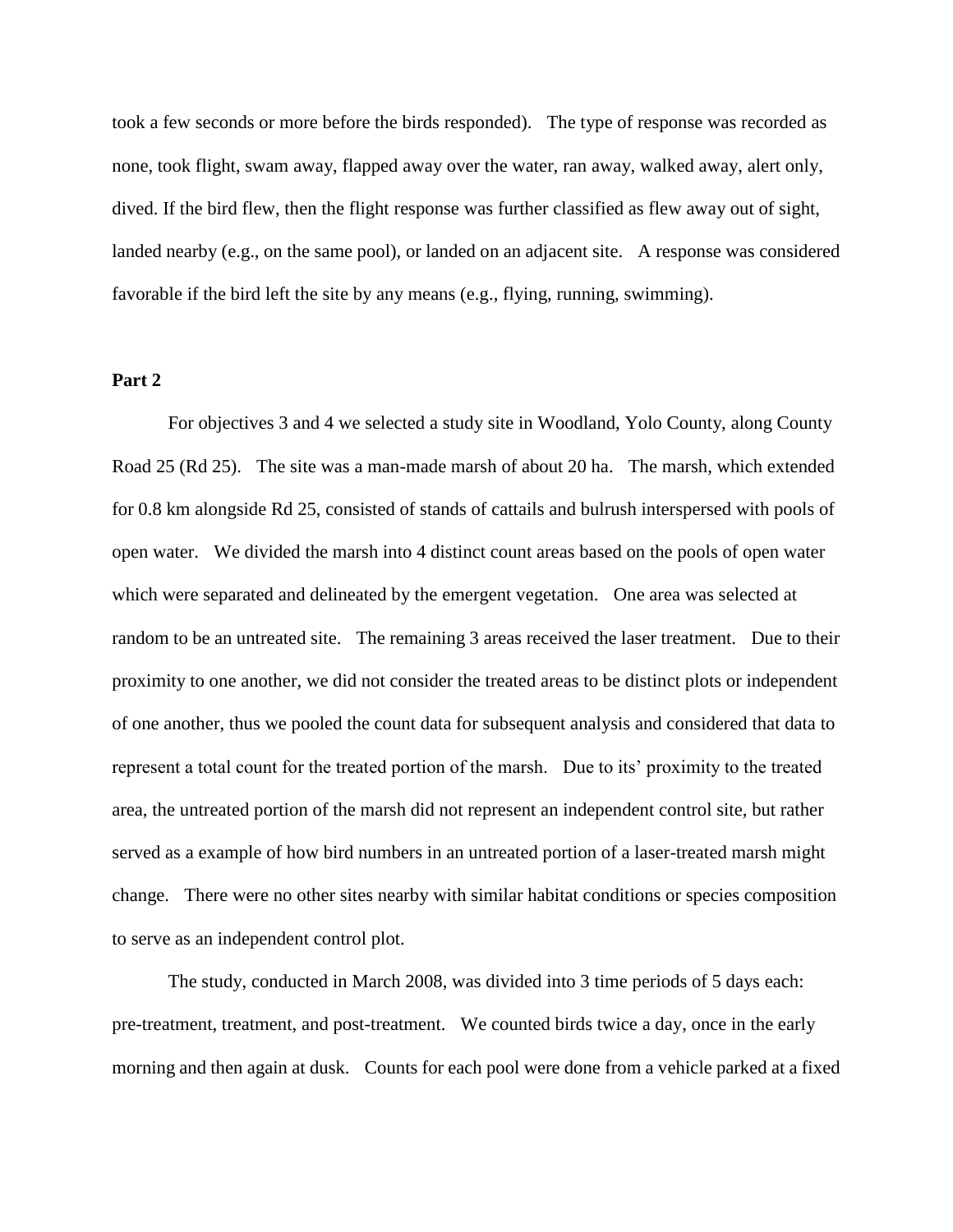took a few seconds or more before the birds responded). The type of response was recorded as none, took flight, swam away, flapped away over the water, ran away, walked away, alert only, dived. If the bird flew, then the flight response was further classified as flew away out of sight, landed nearby (e.g., on the same pool), or landed on an adjacent site. A response was considered favorable if the bird left the site by any means (e.g., flying, running, swimming).

**Part 2**

For objectives 3 and 4 we selected a study site in Woodland, Yolo County, along County Road 25 (Rd 25). The site was a man-made marsh of about 20 ha. The marsh, which extended for 0.8 km alongside Rd 25, consisted of stands of cattails and bulrush interspersed with pools of open water. We divided the marsh into 4 distinct count areas based on the pools of open water which were separated and delineated by the emergent vegetation. One area was selected at random to be an untreated site. The remaining 3 areas received the laser treatment. Due to their proximity to one another, we did not consider the treated areas to be distinct plots or independent of one another, thus we pooled the count data for subsequent analysis and considered that data to represent a total count for the treated portion of the marsh. Due to its' proximity to the treated area, the untreated portion of the marsh did not represent an independent control site, but rather served as a example of how bird numbers in an untreated portion of a laser-treated marsh might change. There were no other sites nearby with similar habitat conditions or species composition to serve as an independent control plot.

The study, conducted in March 2008, was divided into 3 time periods of 5 days each: pre-treatment, treatment, and post-treatment. We counted birds twice a day, once in the early morning and then again at dusk. Counts for each pool were done from a vehicle parked at a fixed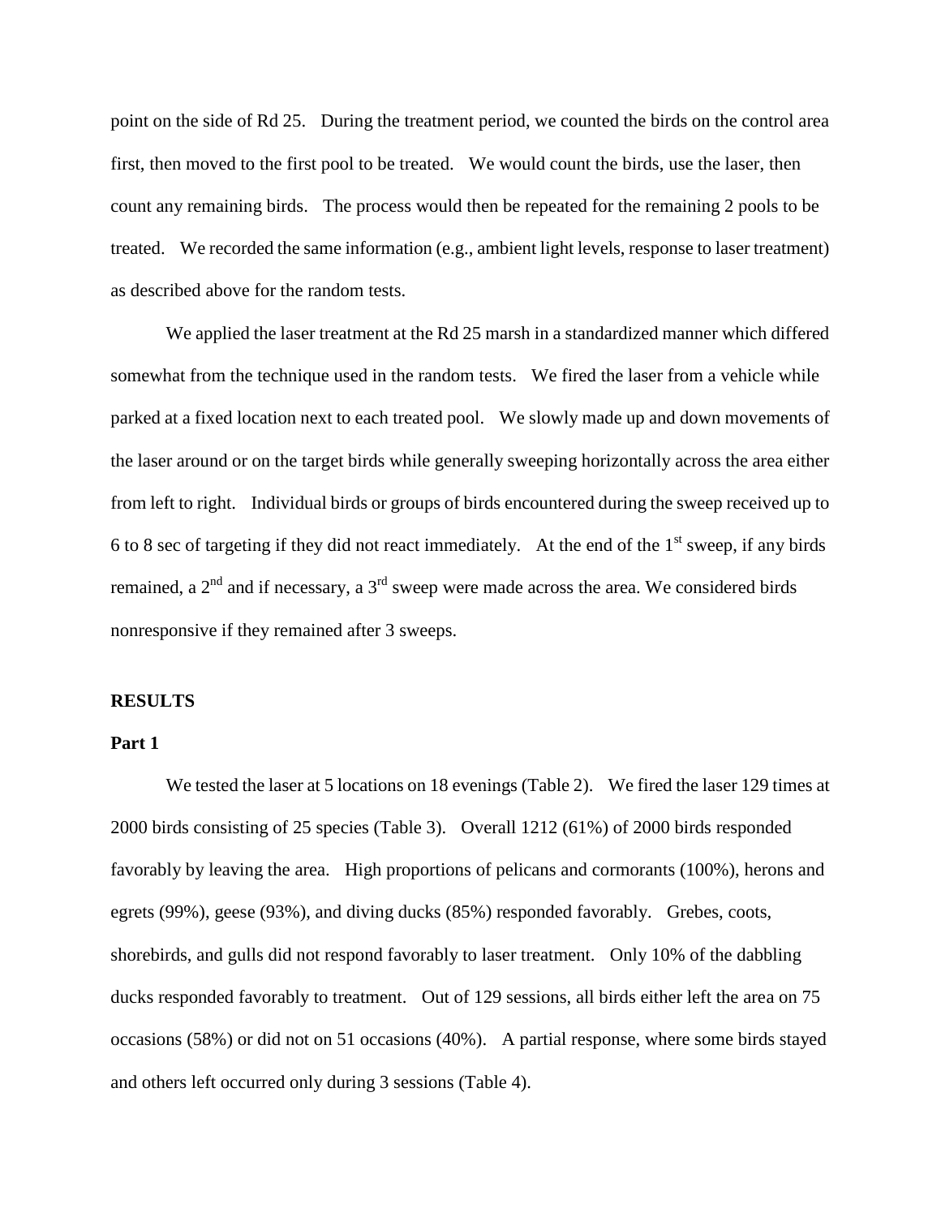point on the side of Rd 25. During the treatment period, we counted the birds on the control area first, then moved to the first pool to be treated. We would count the birds, use the laser, then count any remaining birds. The process would then be repeated for the remaining 2 pools to be treated. We recorded the same information (e.g., ambient light levels, response to laser treatment) as described above for the random tests.

We applied the laser treatment at the Rd 25 marsh in a standardized manner which differed somewhat from the technique used in the random tests. We fired the laser from a vehicle while parked at a fixed location next to each treated pool. We slowly made up and down movements of the laser around or on the target birds while generally sweeping horizontally across the area either from left to right. Individual birds or groups of birds encountered during the sweep received up to 6 to 8 sec of targeting if they did not react immediately. At the end of the 1st sweep, if any birds remained, a 2nd and if necessary, a 3rd sweep were made across the area. We considered birds nonresponsive if they remained after 3 sweeps.

## RESULTS

### Part 1

We tested the laser at 5 locations on 18 evenings (Table 2). We fired the laser 129 times at 2000 birds consisting of 25 species (Table 3). Overall 1212 (61%) of 2000 birds responded favorably by leaving the area. High proportions of pelicans and cormorants (100%), herons and egrets (99%), geese (93%), and diving ducks (85%) responded favorably. Grebes, coots, shorebirds, and gulls did not respond favorably to laser treatment. Only 10% of the dabbling ducks responded favorably to treatment. Out of 129 sessions, all birds either left the area on 75 occasions (58%) or did not on 51 occasions (40%). A partial response, where some birds stayed and others left occurred only during 3 sessions (Table 4).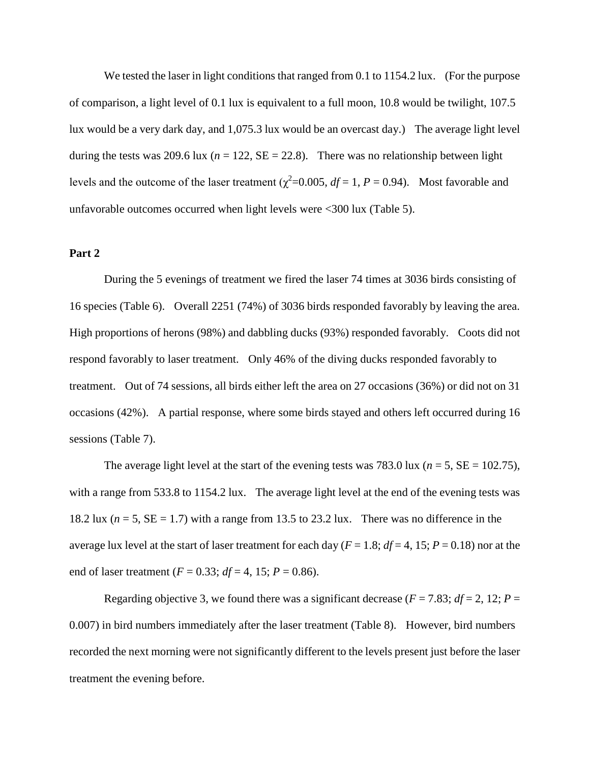We tested the laser in light conditions that ranged from 0.1 to 1154.2 lux. (For the purpose of comparison, a light level of 0.1 lux is equivalent to a full moon, 10.8 would be twilight, 107.5 lux would be a very dark day, and 1,075.3 lux would be an overcast day.) The average light level during the tests was 209.6 lux ($n$ = 122, SE = 22.8). There was no relationship between light levels and the outcome of the laser treatment ($\chi^2$=0.005, $df$ = 1, $P$ = 0.94). Most favorable and unfavorable outcomes occurred when light levels were <300 lux (Table 5).

**Part 2**

During the 5 evenings of treatment we fired the laser 74 times at 3036 birds consisting of 16 species (Table 6). Overall 2251 (74%) of 3036 birds responded favorably by leaving the area. High proportions of herons (98%) and dabbling ducks (93%) responded favorably. Coots did not respond favorably to laser treatment. Only 46% of the diving ducks responded favorably to treatment. Out of 74 sessions, all birds either left the area on 27 occasions (36%) or did not on 31 occasions (42%). A partial response, where some birds stayed and others left occurred during 16 sessions (Table 7).

The average light level at the start of the evening tests was 783.0 lux ($n$ = 5, SE = 102.75), with a range from 533.8 to 1154.2 lux. The average light level at the end of the evening tests was 18.2 lux ($n$ = 5, SE = 1.7) with a range from 13.5 to 23.2 lux. There was no difference in the average lux level at the start of laser treatment for each day ($F$ = 1.8; $df$ = 4, 15; $P$ = 0.18) nor at the end of laser treatment ($F$ = 0.33; $df$ = 4, 15; $P$ = 0.86).

Regarding objective 3, we found there was a significant decrease ($F$ = 7.83; $df$ = 2, 12; $P$ = 0.007) in bird numbers immediately after the laser treatment (Table 8). However, bird numbers recorded the next morning were not significantly different to the levels present just before the laser treatment the evening before.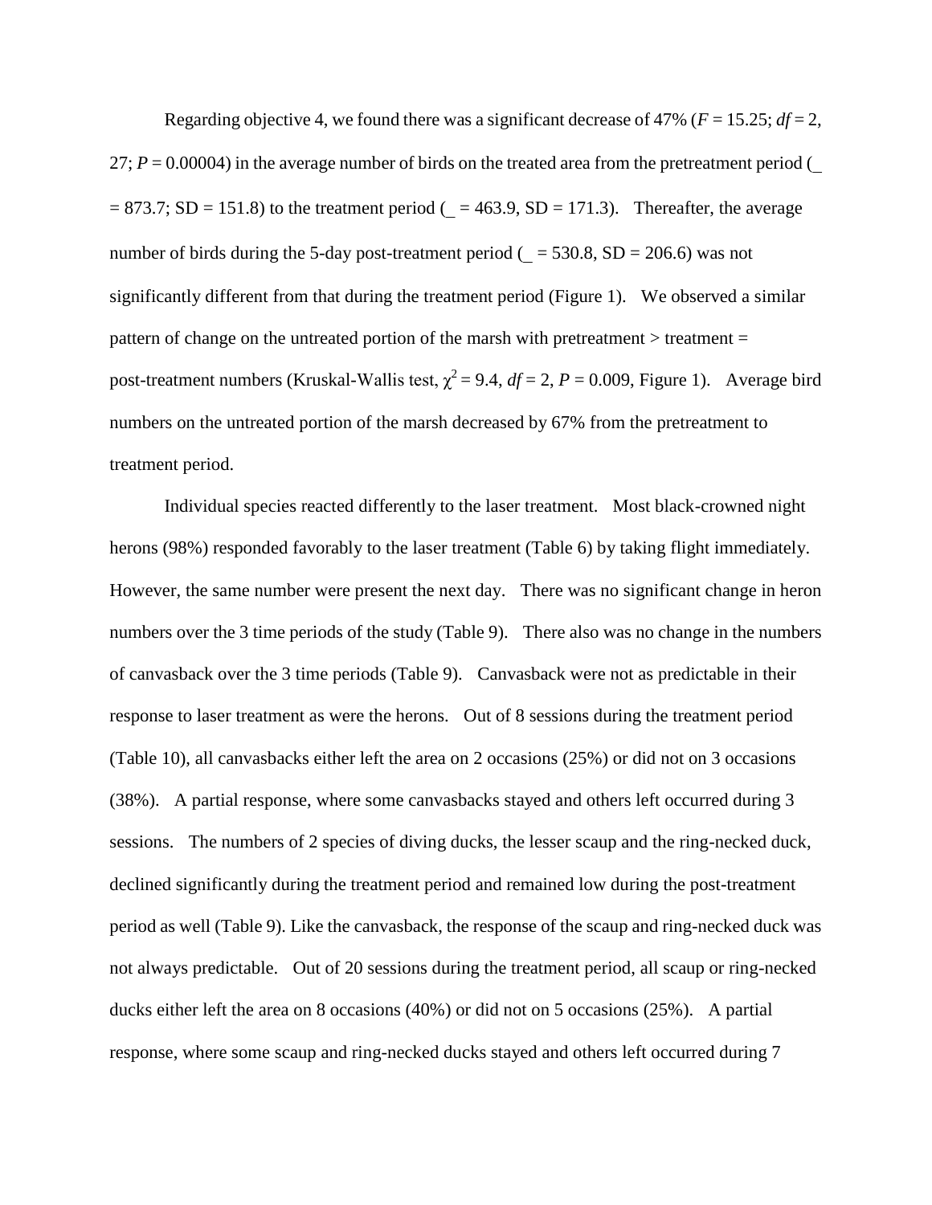Regarding objective 4, we found there was a significant decrease of 47% ($F = 15.25$; $df = 2, 27$; $P = 0.00004$) in the average number of birds on the treated area from the pretreatment period (_ = 873.7; SD = 151.8) to the treatment period (_ = 463.9, SD = 171.3). Thereafter, the average number of birds during the 5-day post-treatment period (_ = 530.8, SD = 206.6) was not significantly different from that during the treatment period (Figure 1). We observed a similar pattern of change on the untreated portion of the marsh with pretreatment > treatment = post-treatment numbers (Kruskal-Wallis test, $\chi^2 = 9.4$, $df = 2$, $P = 0.009$, Figure 1). Average bird numbers on the untreated portion of the marsh decreased by 67% from the pretreatment to treatment period.

Individual species reacted differently to the laser treatment. Most black-crowned night herons (98%) responded favorably to the laser treatment (Table 6) by taking flight immediately. However, the same number were present the next day. There was no significant change in heron numbers over the 3 time periods of the study (Table 9). There also was no change in the numbers of canvasback over the 3 time periods (Table 9). Canvasback were not as predictable in their response to laser treatment as were the herons. Out of 8 sessions during the treatment period (Table 10), all canvasbacks either left the area on 2 occasions (25%) or did not on 3 occasions (38%). A partial response, where some canvasbacks stayed and others left occurred during 3 sessions. The numbers of 2 species of diving ducks, the lesser scaup and the ring-necked duck, declined significantly during the treatment period and remained low during the post-treatment period as well (Table 9). Like the canvasback, the response of the scaup and ring-necked duck was not always predictable. Out of 20 sessions during the treatment period, all scaup or ring-necked ducks either left the area on 8 occasions (40%) or did not on 5 occasions (25%). A partial response, where some scaup and ring-necked ducks stayed and others left occurred during 7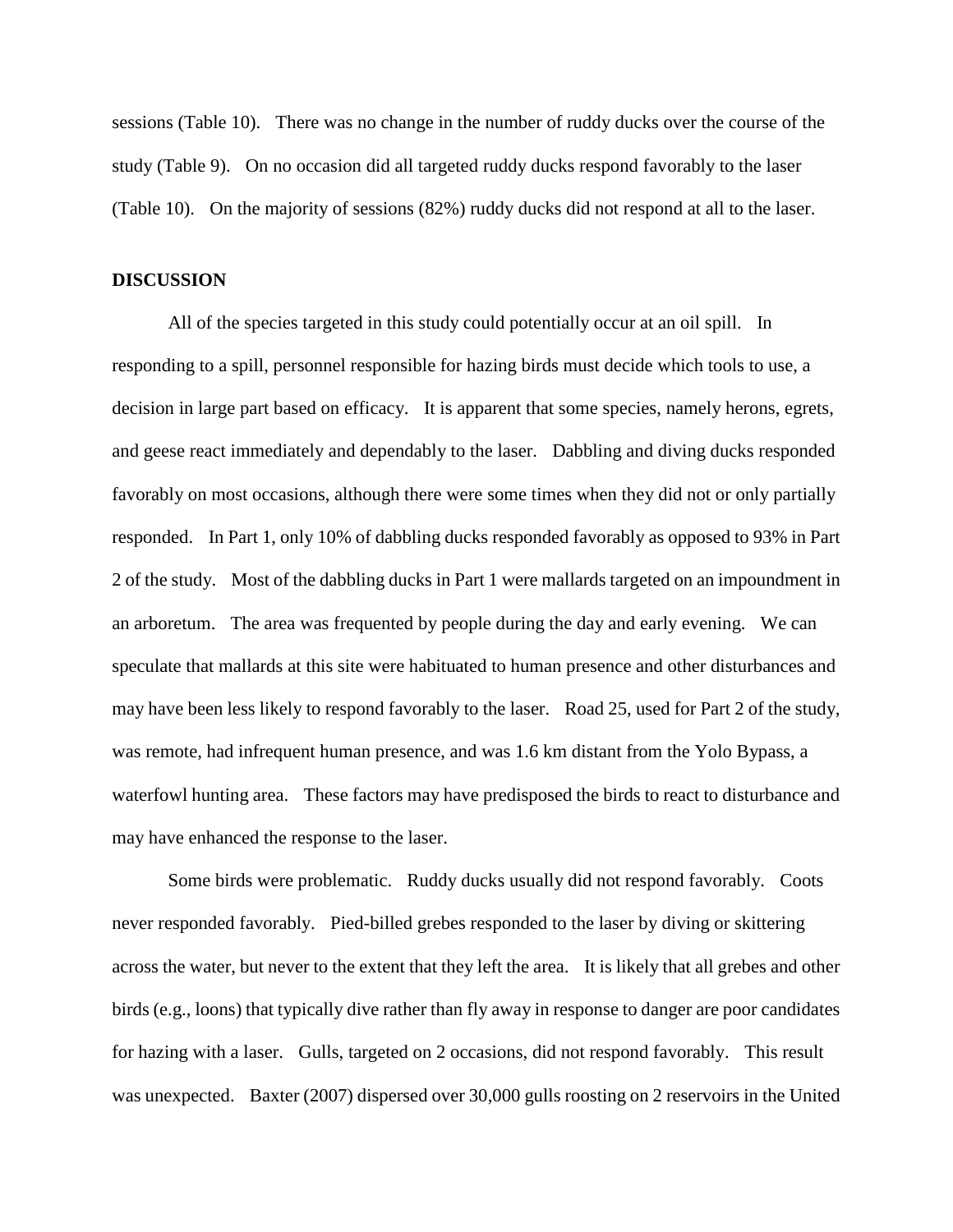sessions (Table 10). There was no change in the number of ruddy ducks over the course of the study (Table 9). On no occasion did all targeted ruddy ducks respond favorably to the laser (Table 10). On the majority of sessions (82%) ruddy ducks did not respond at all to the laser.

## DISCUSSION

All of the species targeted in this study could potentially occur at an oil spill. In responding to a spill, personnel responsible for hazing birds must decide which tools to use, a decision in large part based on efficacy. It is apparent that some species, namely herons, egrets, and geese react immediately and dependably to the laser. Dabbling and diving ducks responded favorably on most occasions, although there were some times when they did not or only partially responded. In Part 1, only 10% of dabbling ducks responded favorably as opposed to 93% in Part 2 of the study. Most of the dabbling ducks in Part 1 were mallards targeted on an impoundment in an arboretum. The area was frequented by people during the day and early evening. We can speculate that mallards at this site were habituated to human presence and other disturbances and may have been less likely to respond favorably to the laser. Road 25, used for Part 2 of the study, was remote, had infrequent human presence, and was 1.6 km distant from the Yolo Bypass, a waterfowl hunting area. These factors may have predisposed the birds to react to disturbance and may have enhanced the response to the laser.

Some birds were problematic. Ruddy ducks usually did not respond favorably. Coots never responded favorably. Pied-billed grebes responded to the laser by diving or skittering across the water, but never to the extent that they left the area. It is likely that all grebes and other birds (e.g., loons) that typically dive rather than fly away in response to danger are poor candidates for hazing with a laser. Gulls, targeted on 2 occasions, did not respond favorably. This result was unexpected. Baxter (2007) dispersed over 30,000 gulls roosting on 2 reservoirs in the United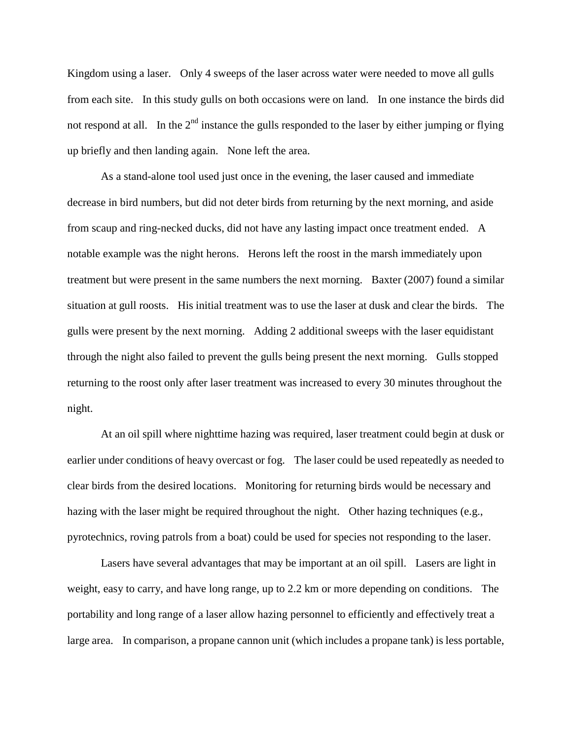Kingdom using a laser. Only 4 sweeps of the laser across water were needed to move all gulls from each site. In this study gulls on both occasions were on land. In one instance the birds did not respond at all. In the 2nd instance the gulls responded to the laser by either jumping or flying up briefly and then landing again. None left the area.

As a stand-alone tool used just once in the evening, the laser caused and immediate decrease in bird numbers, but did not deter birds from returning by the next morning, and aside from scaup and ring-necked ducks, did not have any lasting impact once treatment ended. A notable example was the night herons. Herons left the roost in the marsh immediately upon treatment but were present in the same numbers the next morning. Baxter (2007) found a similar situation at gull roosts. His initial treatment was to use the laser at dusk and clear the birds. The gulls were present by the next morning. Adding 2 additional sweeps with the laser equidistant through the night also failed to prevent the gulls being present the next morning. Gulls stopped returning to the roost only after laser treatment was increased to every 30 minutes throughout the night.

At an oil spill where nighttime hazing was required, laser treatment could begin at dusk or earlier under conditions of heavy overcast or fog. The laser could be used repeatedly as needed to clear birds from the desired locations. Monitoring for returning birds would be necessary and hazing with the laser might be required throughout the night. Other hazing techniques (e.g., pyrotechnics, roving patrols from a boat) could be used for species not responding to the laser.

Lasers have several advantages that may be important at an oil spill. Lasers are light in weight, easy to carry, and have long range, up to 2.2 km or more depending on conditions. The portability and long range of a laser allow hazing personnel to efficiently and effectively treat a large area. In comparison, a propane cannon unit (which includes a propane tank) is less portable,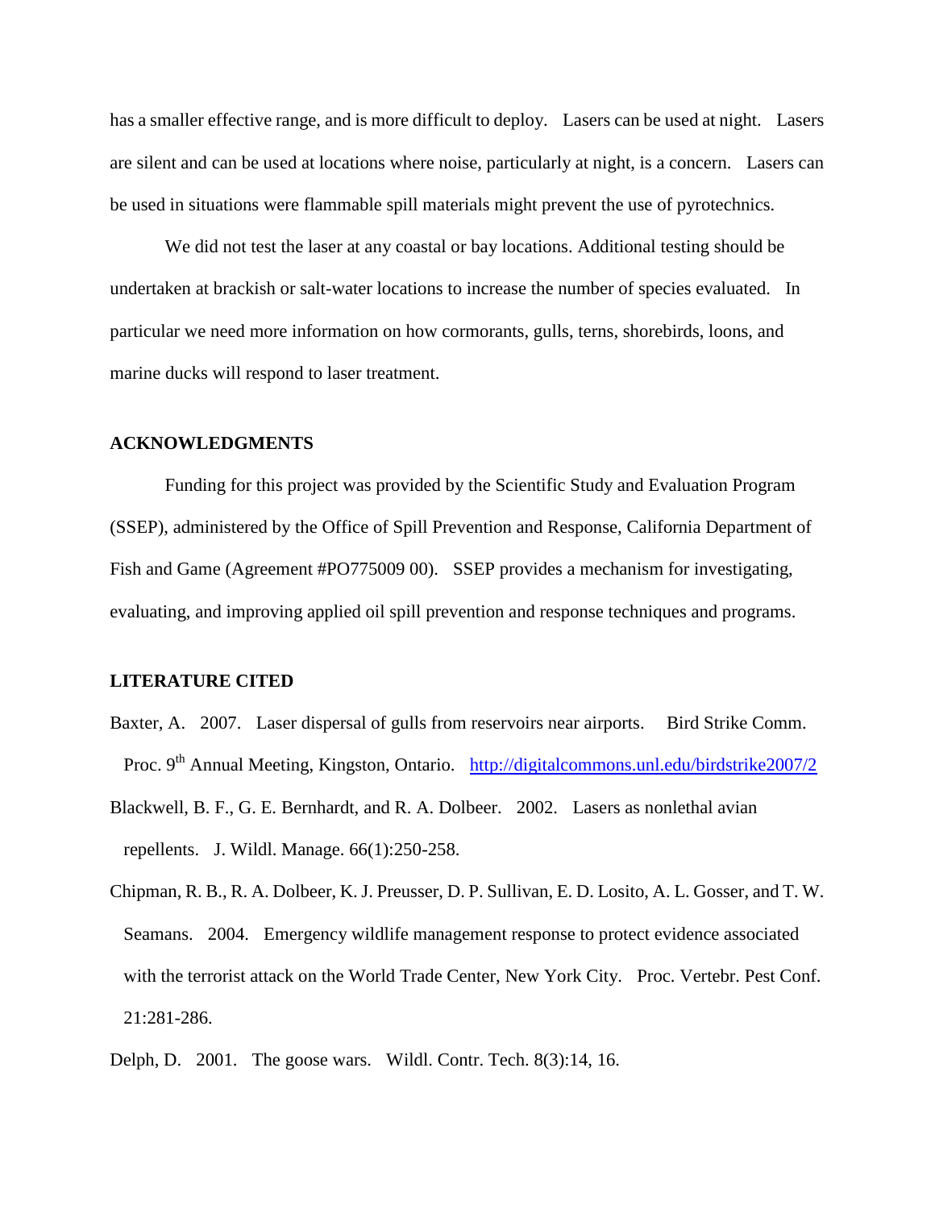has a smaller effective range, and is more difficult to deploy. Lasers can be used at night. Lasers are silent and can be used at locations where noise, particularly at night, is a concern. Lasers can be used in situations were flammable spill materials might prevent the use of pyrotechnics.

We did not test the laser at any coastal or bay locations. Additional testing should be undertaken at brackish or salt-water locations to increase the number of species evaluated. In particular we need more information on how cormorants, gulls, terns, shorebirds, loons, and marine ducks will respond to laser treatment.

## ACKNOWLEDGMENTS

Funding for this project was provided by the Scientific Study and Evaluation Program (SSEP), administered by the Office of Spill Prevention and Response, California Department of Fish and Game (Agreement #PO775009 00). SSEP provides a mechanism for investigating, evaluating, and improving applied oil spill prevention and response techniques and programs.

## LITERATURE CITED

Baxter, A. 2007. Laser dispersal of gulls from reservoirs near airports. Bird Strike Comm. Proc. 9th Annual Meeting, Kingston, Ontario. http://digitalcommons.unl.edu/birdstrike2007/2

Blackwell, B. F., G. E. Bernhardt, and R. A. Dolbeer. 2002. Lasers as nonlethal avian repellents. J. Wildl. Manage. 66(1):250-258.

Chipman, R. B., R. A. Dolbeer, K. J. Preusser, D. P. Sullivan, E. D. Losito, A. L. Gosser, and T. W. Seamans. 2004. Emergency wildlife management response to protect evidence associated with the terrorist attack on the World Trade Center, New York City. Proc. Vertebr. Pest Conf. 21:281-286.

Delph, D. 2001. The goose wars. Wildl. Contr. Tech. 8(3):14, 16.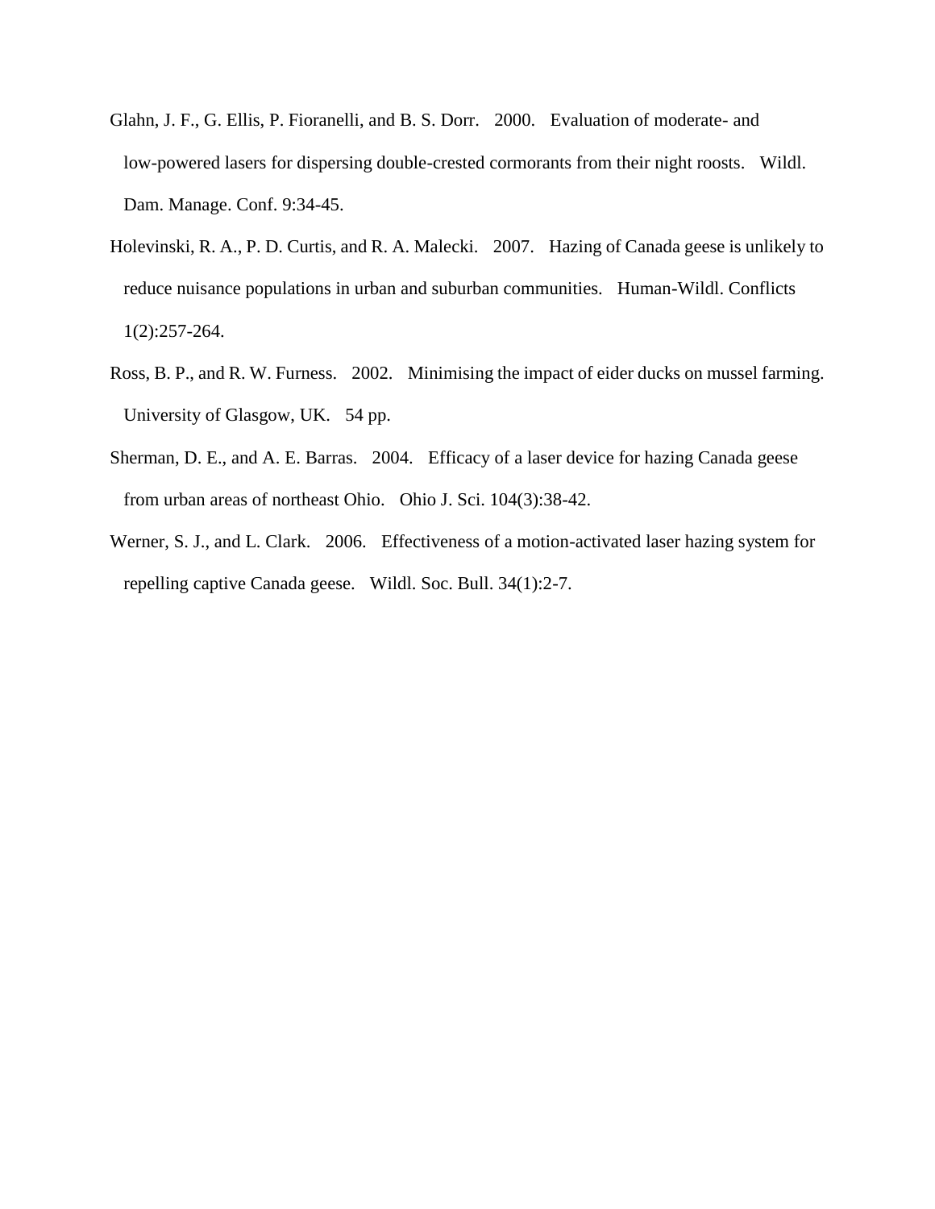Glahn, J. F., G. Ellis, P. Fioranelli, and B. S. Dorr. 2000. Evaluation of moderate- and low-powered lasers for dispersing double-crested cormorants from their night roosts. Wildl. Dam. Manage. Conf. 9:34-45.

Holevinski, R. A., P. D. Curtis, and R. A. Malecki. 2007. Hazing of Canada geese is unlikely to reduce nuisance populations in urban and suburban communities. Human-Wildl. Conflicts 1(2):257-264.

Ross, B. P., and R. W. Furness. 2002. Minimising the impact of eider ducks on mussel farming. University of Glasgow, UK. 54 pp.

Sherman, D. E., and A. E. Barras. 2004. Efficacy of a laser device for hazing Canada geese from urban areas of northeast Ohio. Ohio J. Sci. 104(3):38-42.

Werner, S. J., and L. Clark. 2006. Effectiveness of a motion-activated laser hazing system for repelling captive Canada geese. Wildl. Soc. Bull. 34(1):2-7.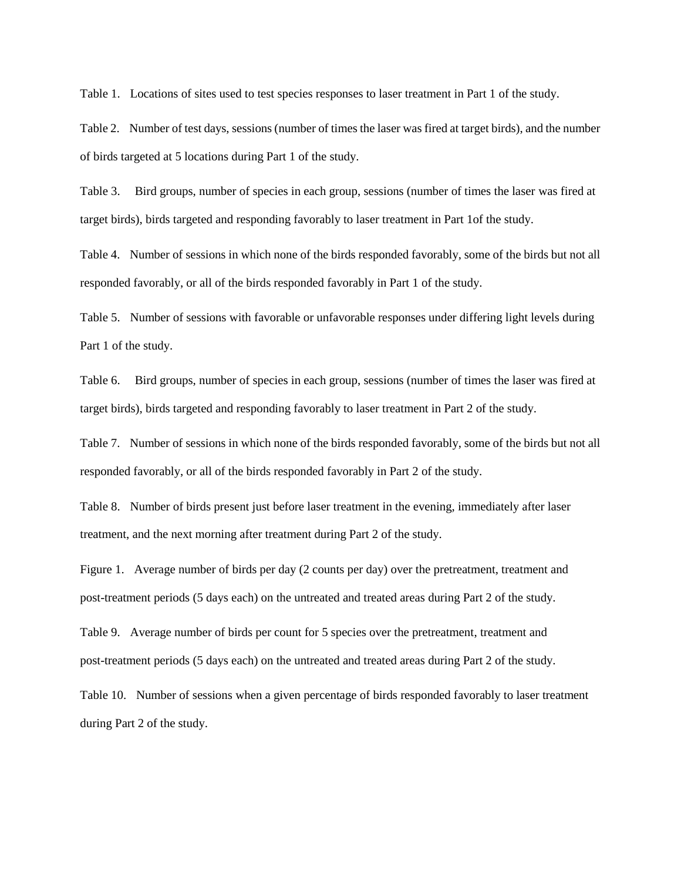Table 1. Locations of sites used to test species responses to laser treatment in Part 1 of the study.

Table 2. Number of test days, sessions (number of times the laser was fired at target birds), and the number of birds targeted at 5 locations during Part 1 of the study.

Table 3. Bird groups, number of species in each group, sessions (number of times the laser was fired at target birds), birds targeted and responding favorably to laser treatment in Part 1of the study.

Table 4. Number of sessions in which none of the birds responded favorably, some of the birds but not all responded favorably, or all of the birds responded favorably in Part 1 of the study.

Table 5. Number of sessions with favorable or unfavorable responses under differing light levels during Part 1 of the study.

Table 6. Bird groups, number of species in each group, sessions (number of times the laser was fired at target birds), birds targeted and responding favorably to laser treatment in Part 2 of the study.

Table 7. Number of sessions in which none of the birds responded favorably, some of the birds but not all responded favorably, or all of the birds responded favorably in Part 2 of the study.

Table 8. Number of birds present just before laser treatment in the evening, immediately after laser treatment, and the next morning after treatment during Part 2 of the study.

Figure 1. Average number of birds per day (2 counts per day) over the pretreatment, treatment and post-treatment periods (5 days each) on the untreated and treated areas during Part 2 of the study.

Table 9. Average number of birds per count for 5 species over the pretreatment, treatment and post-treatment periods (5 days each) on the untreated and treated areas during Part 2 of the study.

Table 10. Number of sessions when a given percentage of birds responded favorably to laser treatment during Part 2 of the study.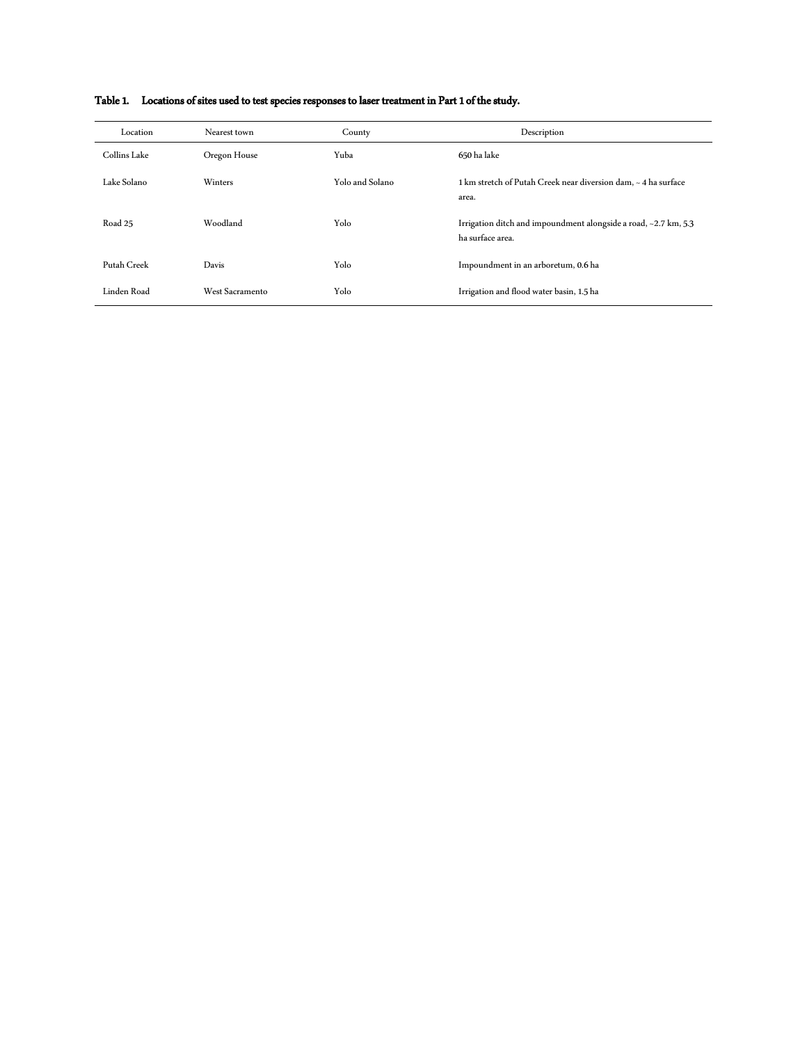**Table 1. Locations of sites used to test species responses to laser treatment in Part 1 of the study.**

| Location | Nearest town | County | Description |
|---|---|---|---|
| Collins Lake | Oregon House | Yuba | 650 ha lake |
| Lake Solano | Winters | Yolo and Solano | 1 km stretch of Putah Creek near diversion dam, ~ 4 ha surface area. |
| Road 25 | Woodland | Yolo | Irrigation ditch and impoundment alongside a road, ~2.7 km, 5.3 ha surface area. |
| Putah Creek | Davis | Yolo | Impoundment in an arboretum, 0.6 ha |
| Linden Road | West Sacramento | Yolo | Irrigation and flood water basin, 1.5 ha |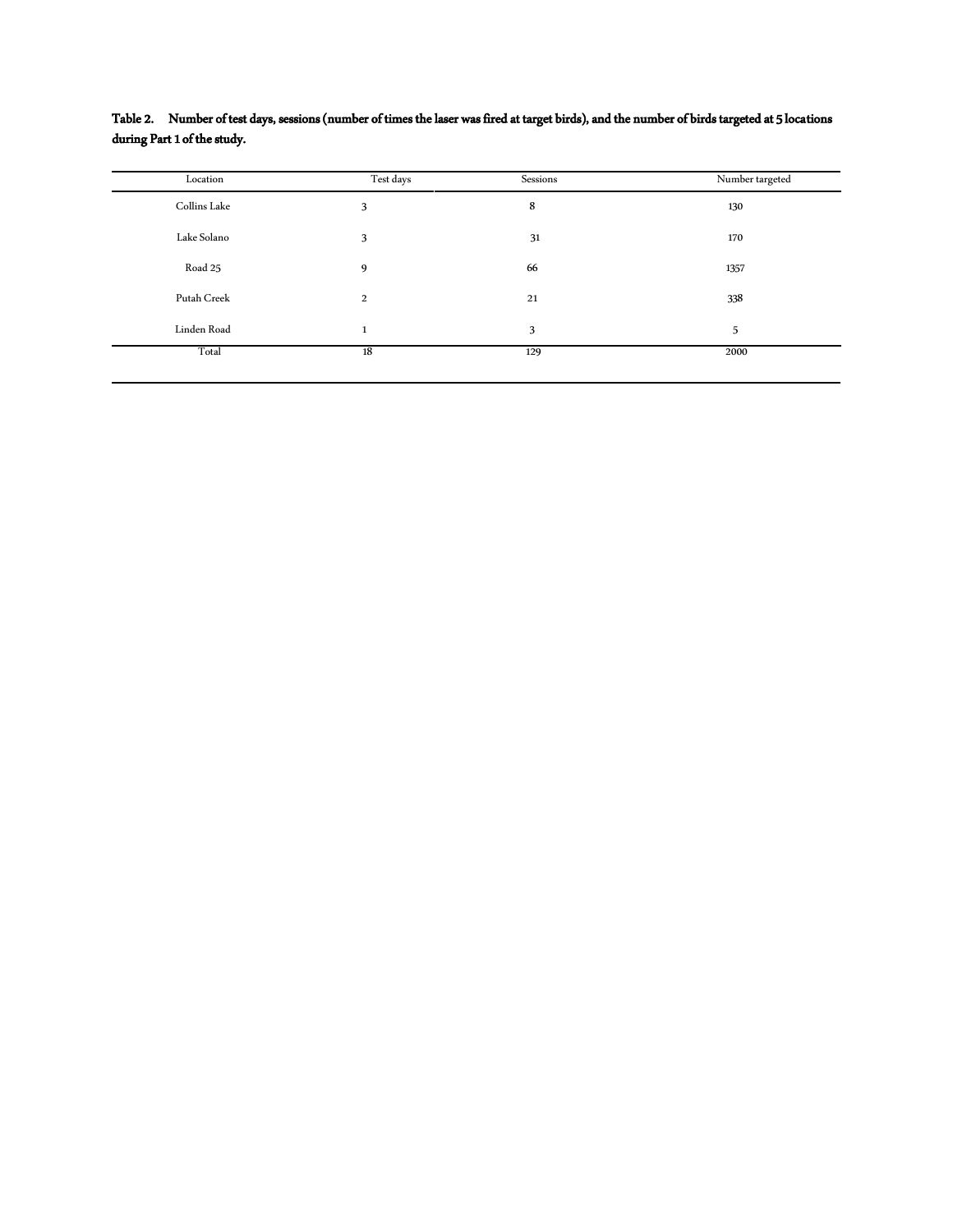**Table 2. Number of test days, sessions (number of times the laser was fired at target birds), and the number of birds targeted at 5 locations during Part 1 of the study.**

| Location | Test days | Sessions | Number targeted |
|---|---|---|---|
| Collins Lake | 3 | 8 | 130 |
| Lake Solano | 3 | 31 | 170 |
| Road 25 | 9 | 66 | 1357 |
| Putah Creek | 2 | 21 | 338 |
| Linden Road | 1 | 3 | 5 |
| Total | 18 | 129 | 2000 |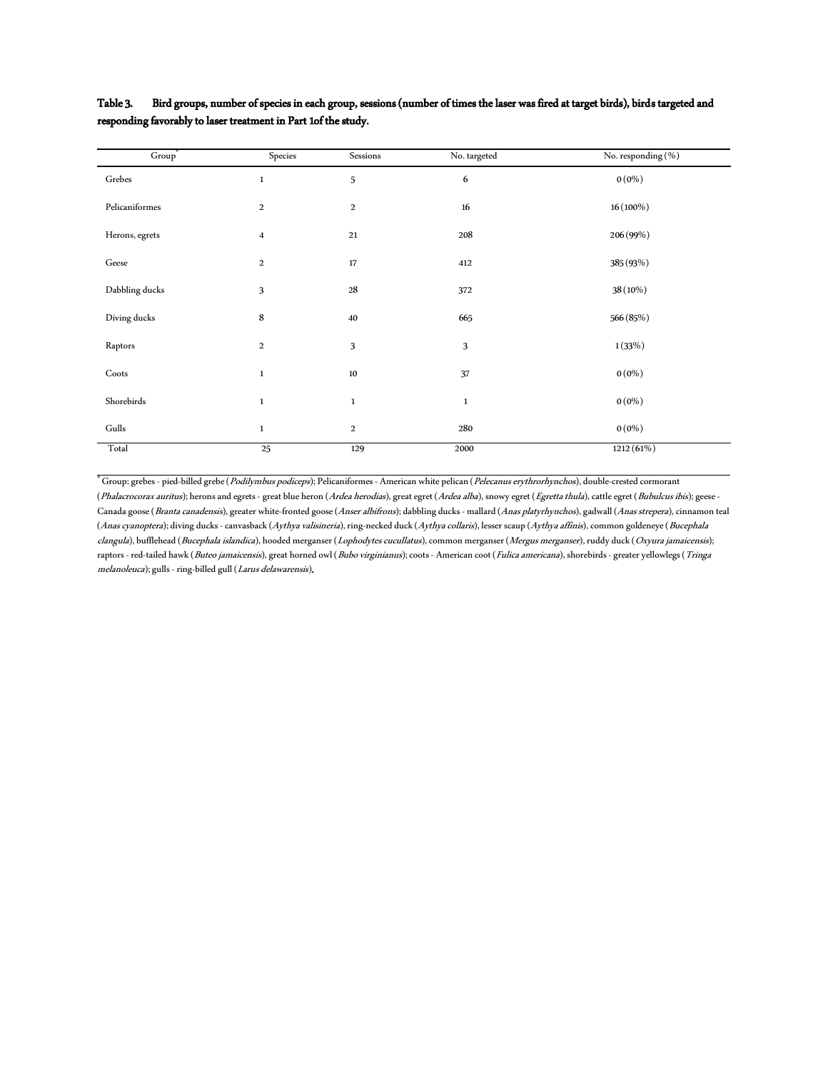**Table 3.** Bird groups, number of species in each group, sessions (number of times the laser was fired at target birds), birds targeted and responding favorably to laser treatment in Part 1of the study.

| Group[a] | Species | Sessions | No. targeted | No. responding (%) |
|---|---|---|---|---|
| Grebes | 1 | 5 | 6 | 0 (0%) |
| Pelicaniformes | 2 | 2 | 16 | 16 (100%) |
| Herons, egrets | 4 | 21 | 208 | 206 (99%) |
| Geese | 2 | 17 | 412 | 385 (93%) |
| Dabbling ducks | 3 | 28 | 372 | 38 (10%) |
| Diving ducks | 8 | 40 | 665 | 566 (85%) |
| Raptors | 2 | 3 | 3 | 1 (33%) |
| Coots | 1 | 10 | 37 | 0 (0%) |
| Shorebirds | 1 | 1 | 1 | 0 (0%) |
| Gulls | 1 | 2 | 280 | 0 (0%) |
| Total | 25 | 129 | 2000 | 1212 (61%) |

[a] Group: grebes - pied-billed grebe (*Podilymbus podiceps*); Pelicaniformes - American white pelican (*Pelecanus erythrorhynchos*), double-crested cormorant (*Phalacrocorax auritus*); herons and egrets - great blue heron (*Ardea herodias*), great egret (*Ardea alba*), snowy egret (*Egretta thula*), cattle egret (*Bubulcus ibis*); geese - Canada goose (*Branta canadensis*), greater white-fronted goose (*Anser albifrons*); dabbling ducks - mallard (*Anas platyrhynchos*), gadwall (*Anas strepera*), cinnamon teal (*Anas cyanoptera*); diving ducks - canvasback (*Aythya valisineria*), ring-necked duck (*Aythya collaris*), lesser scaup (*Aythya affinis*), common goldeneye (*Bucephala clangula*), bufflehead (*Bucephala islandica*), hooded merganser (*Lophodytes cucullatus*), common merganser (*Mergus merganser*), ruddy duck (*Oxyura jamaicensis*); raptors - red-tailed hawk (*Buteo jamaicensis*), great horned owl (*Bubo virginianus*); coots - American coot (*Fulica americana*), shorebirds - greater yellowlegs (*Tringa melanoleuca*); gulls - ring-billed gull (*Larus delawarensis*).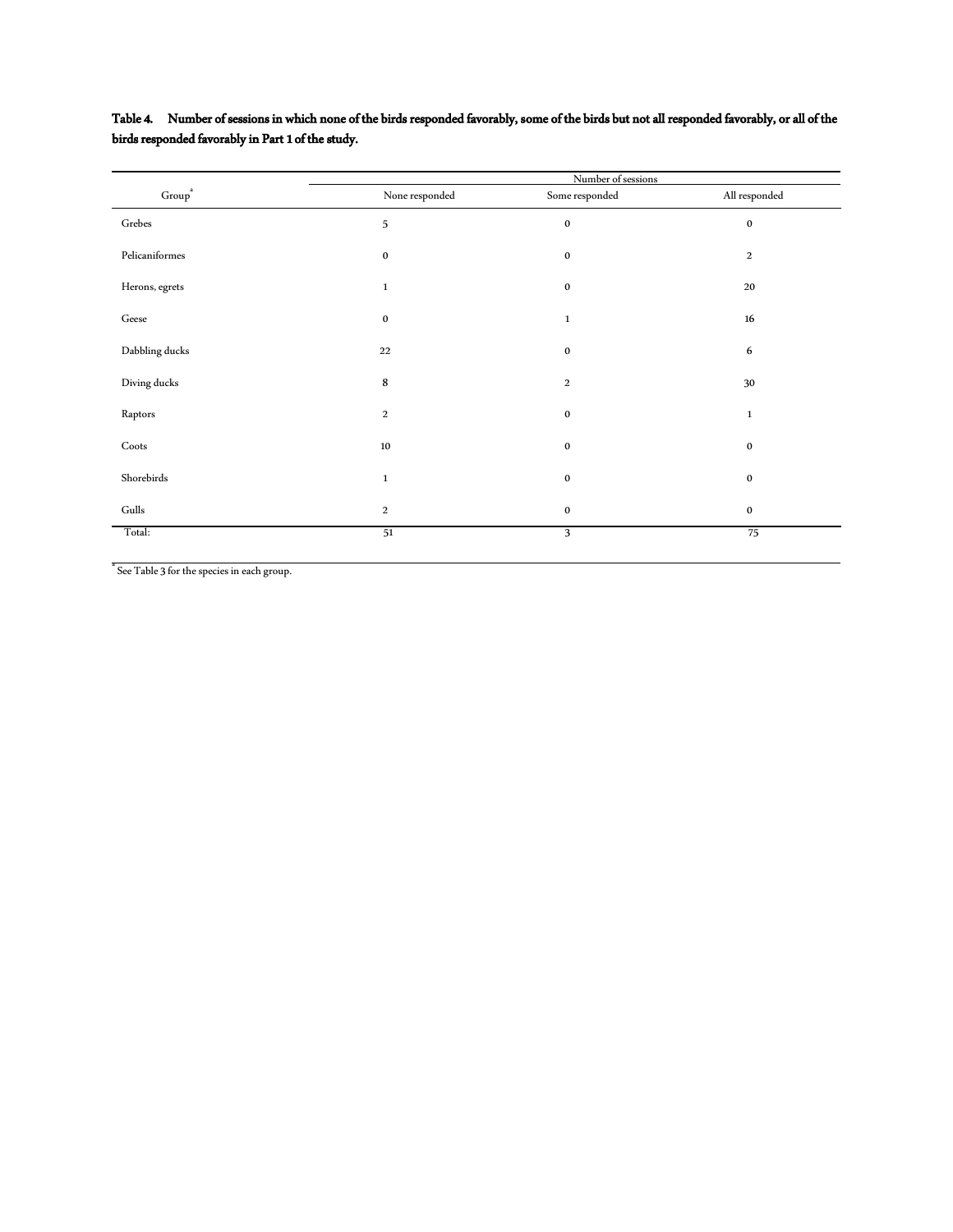**Table 4. Number of sessions in which none of the birds responded favorably, some of the birds but not all responded favorably, or all of the birds responded favorably in Part 1 of the study.**

| Group[a] | Number of sessions | | |
|---|---|---|---|
| | None responded | Some responded | All responded |
| Grebes | 5 | 0 | 0 |
| Pelicaniformes | 0 | 0 | 2 |
| Herons, egrets | 1 | 0 | 20 |
| Geese | 0 | 1 | 16 |
| Dabbling ducks | 22 | 0 | 6 |
| Diving ducks | 8 | 2 | 30 |
| Raptors | 2 | 0 | 1 |
| Coots | 10 | 0 | 0 |
| Shorebirds | 1 | 0 | 0 |
| Gulls | 2 | 0 | 0 |
| Total: | 51 | 3 | 75 |

[a] See Table 3 for the species in each group.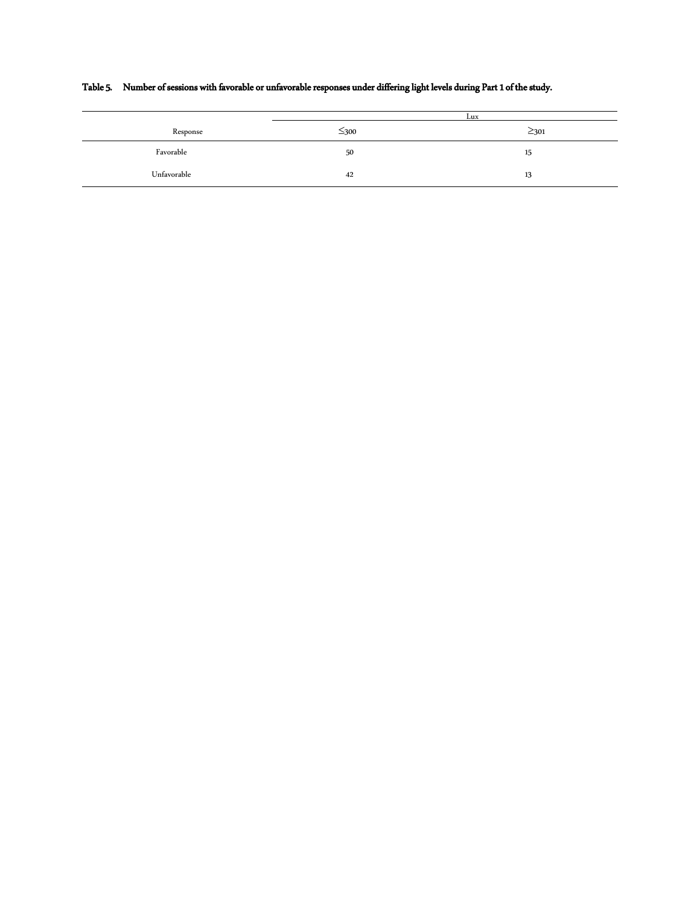**Table 5. Number of sessions with favorable or unfavorable responses under differing light levels during Part 1 of the study.**

| | Lux | |
|---|---|---|
| Response | ≤300 | ≥301 |
| Favorable | 50 | 15 |
| Unfavorable | 42 | 13 |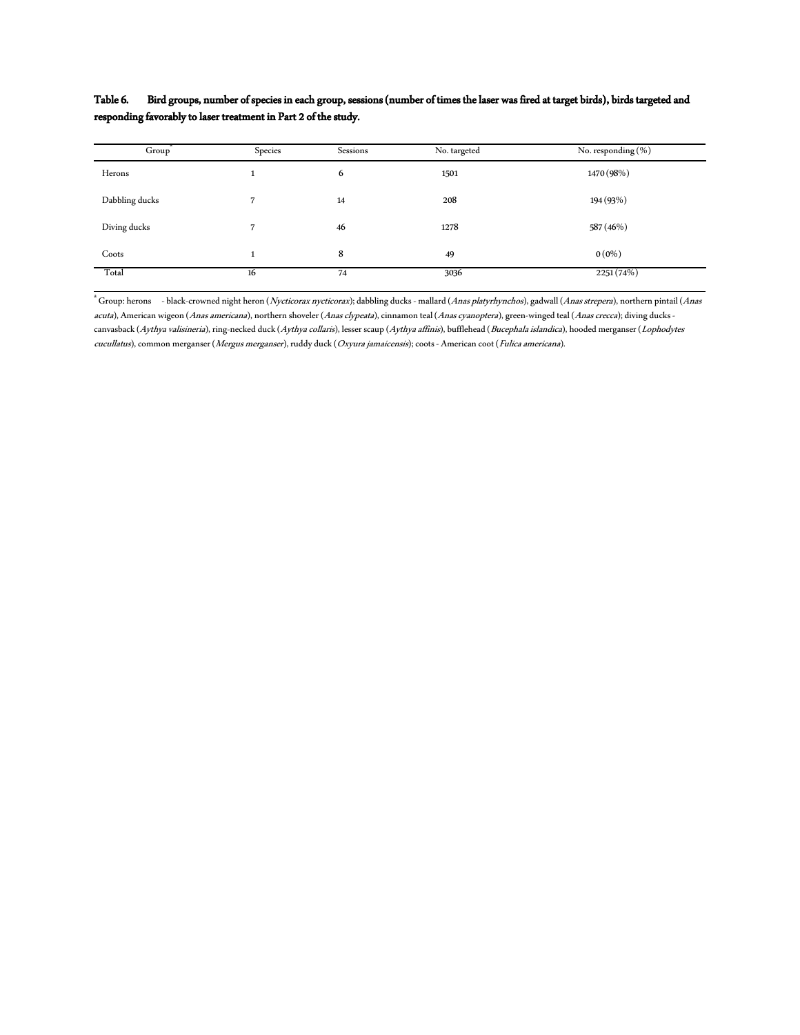**Table 6. Bird groups, number of species in each group, sessions (number of times the laser was fired at target birds), birds targeted and responding favorably to laser treatment in Part 2 of the study.**

| Group[a] | Species | Sessions | No. targeted | No. responding (%) |
|---|---|---|---|---|
| Herons | 1 | 6 | 1501 | 1470 (98%) |
| Dabbling ducks | 7 | 14 | 208 | 194 (93%) |
| Diving ducks | 7 | 46 | 1278 | 587 (46%) |
| Coots | 1 | 8 | 49 | 0 (0%) |
| Total | 16 | 74 | 3036 | 2251 (74%) |

[a] Group: herons - black-crowned night heron (*Nycticorax nycticorax*); dabbling ducks - mallard (*Anas platyrhynchos*), gadwall (*Anas strepera*), northern pintail (*Anas acuta*), American wigeon (*Anas americana*), northern shoveler (*Anas clypeata*), cinnamon teal (*Anas cyanoptera*), green-winged teal (*Anas crecca*); diving ducks - canvasback (*Aythya valisineria*), ring-necked duck (*Aythya collaris*), lesser scaup (*Aythya affinis*), bufflehead (*Bucephala islandica*), hooded merganser (*Lophodytes cucullatus*), common merganser (*Mergus merganser*), ruddy duck (*Oxyura jamaicensis*); coots - American coot (*Fulica americana*).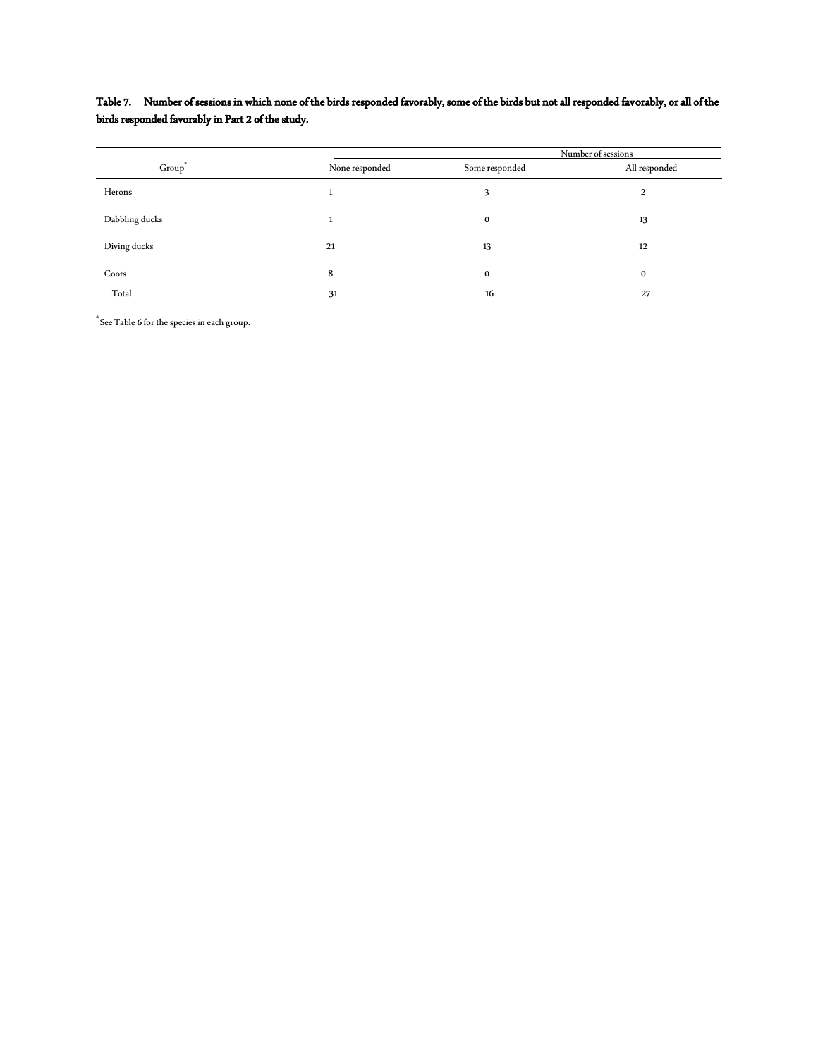**Table 7. Number of sessions in which none of the birds responded favorably, some of the birds but not all responded favorably, or all of the birds responded favorably in Part 2 of the study.**

| Group[a] | Number of sessions | | |
|---|---|---|---|
| | None responded | Some responded | All responded |
| Herons | 1 | 3 | 2 |
| Dabbling ducks | 1 | 0 | 13 |
| Diving ducks | 21 | 13 | 12 |
| Coots | 8 | 0 | 0 |
| Total: | 31 | 16 | 27 |

[a] See Table 6 for the species in each group.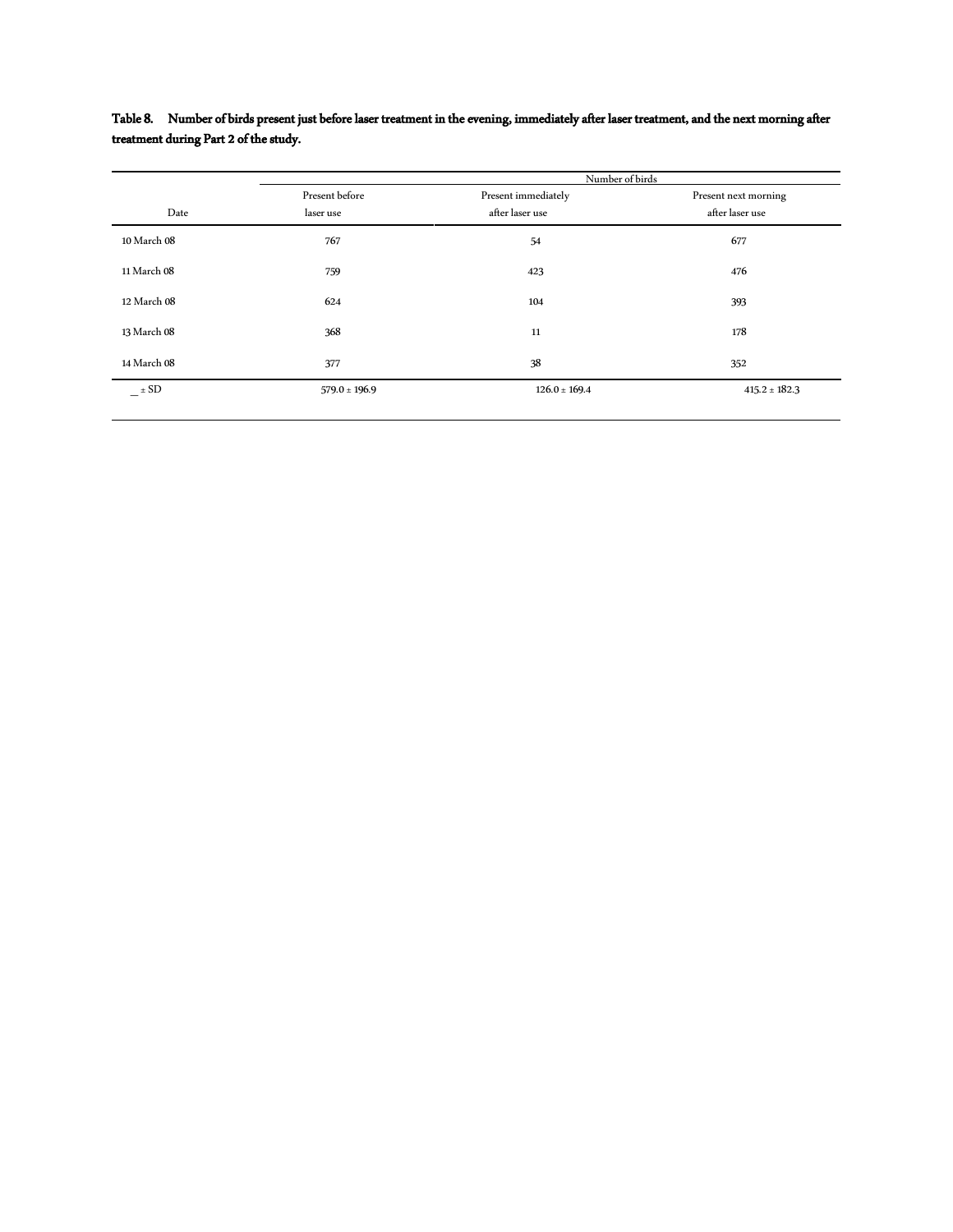**Table 8. Number of birds present just before laser treatment in the evening, immediately after laser treatment, and the next morning after treatment during Part 2 of the study.**

| Date | Number of birds | | |
|---|---|---|---|
| | Present before laser use | Present immediately after laser use | Present next morning after laser use |
| 10 March 08 | 767 | 54 | 677 |
| 11 March 08 | 759 | 423 | 476 |
| 12 March 08 | 624 | 104 | 393 |
| 13 March 08 | 368 | 11 | 178 |
| 14 March 08 | 377 | 38 | 352 |
| _ ± SD | 579.0 ± 196.9 | 126.0 ± 169.4 | 415.2 ± 182.3 |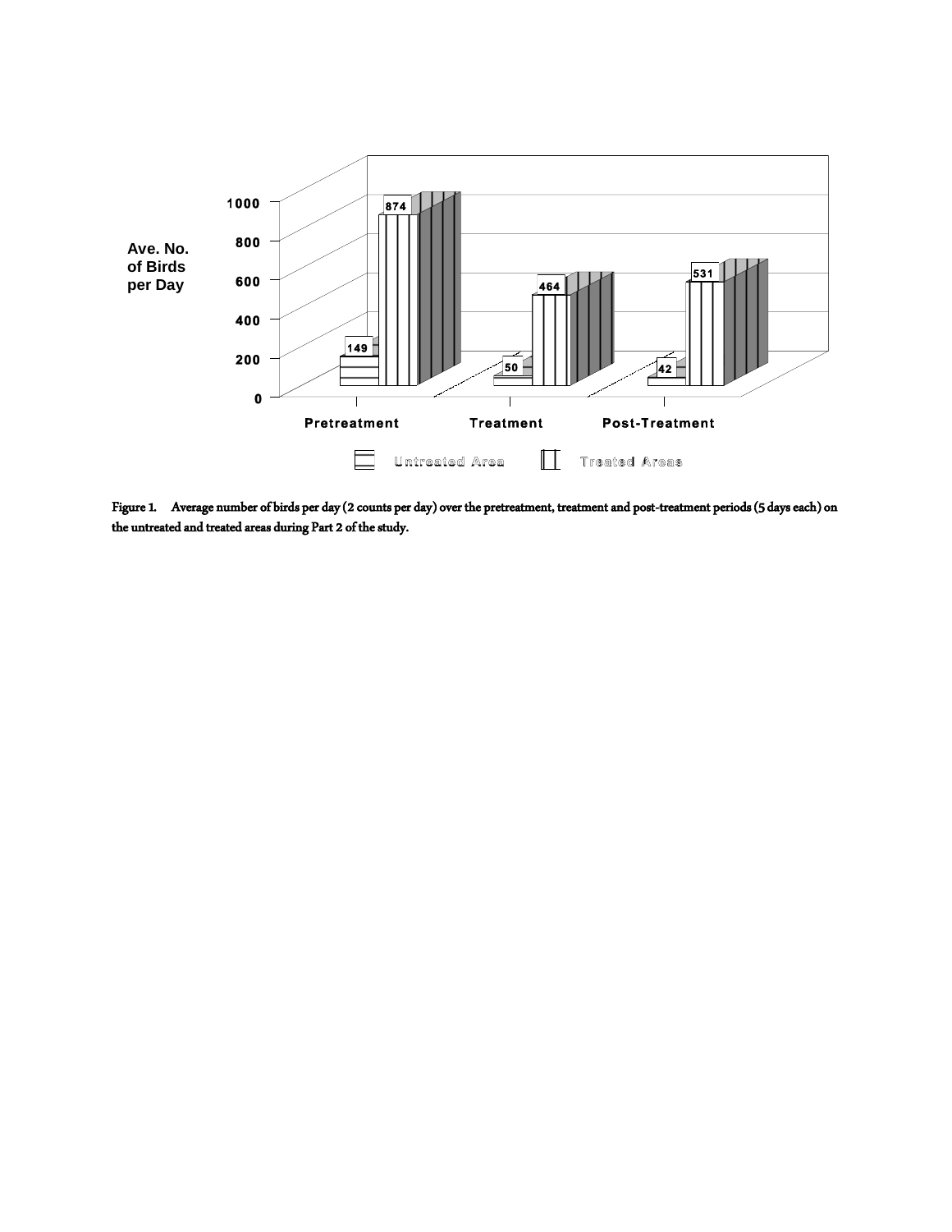Figure 1. Average number of birds per day (2 counts per day) over the pretreatment, treatment and post-treatment periods (5 days each) on the untreated and treated areas during Part 2 of the study.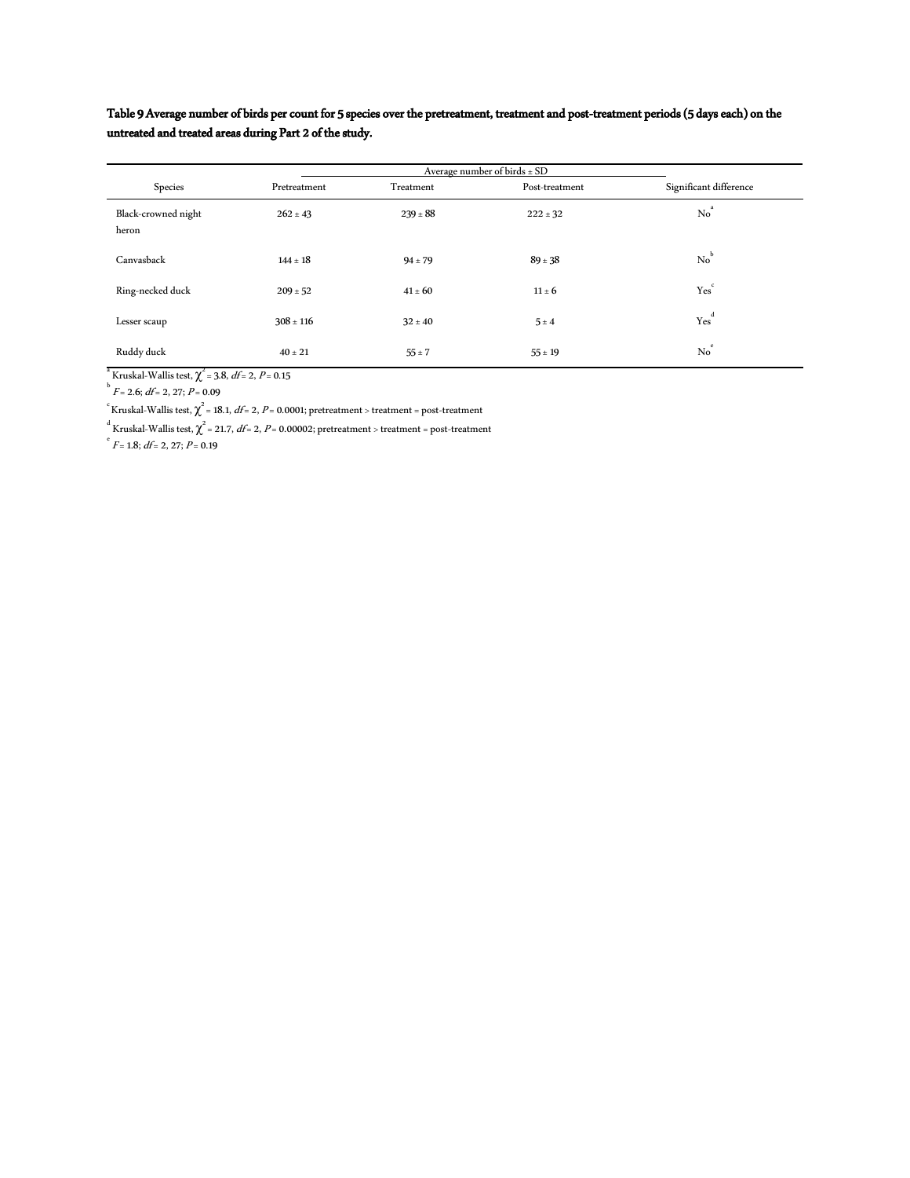**Table 9 Average number of birds per count for 5 species over the pretreatment, treatment and post-treatment periods (5 days each) on the untreated and treated areas during Part 2 of the study.**

| | Average number of birds ± SD | | | |
|---|---|---|---|---|
| Species | Pretreatment | Treatment | Post-treatment | Significant difference |
| Black-crowned night heron | 262 ± 43 | 239 ± 88 | 222 ± 32 | No[a] |
| Canvasback | 144 ± 18 | 94 ± 79 | 89 ± 38 | No[b] |
| Ring-necked duck | 209 ± 52 | 41 ± 60 | 11 ± 6 | Yes[c] |
| Lesser scaup | 308 ± 116 | 32 ± 40 | 5 ± 4 | Yes[d] |
| Ruddy duck | 40 ± 21 | 55 ± 7 | 55 ± 19 | No[e] |

[a] Kruskal-Wallis test, $\chi^2 = 3.8$, $df = 2$, $P = 0.15$

[b] $F = 2.6$; $df = 2, 27$; $P = 0.09$

[c] Kruskal-Wallis test, $\chi^2 = 18.1$, $df = 2$, $P = 0.0001$; pretreatment > treatment = post-treatment

[d] Kruskal-Wallis test, $\chi^2 = 21.7$, $df = 2$, $P = 0.00002$; pretreatment > treatment = post-treatment

[e] $F = 1.8$; $df = 2, 27$; $P = 0.19$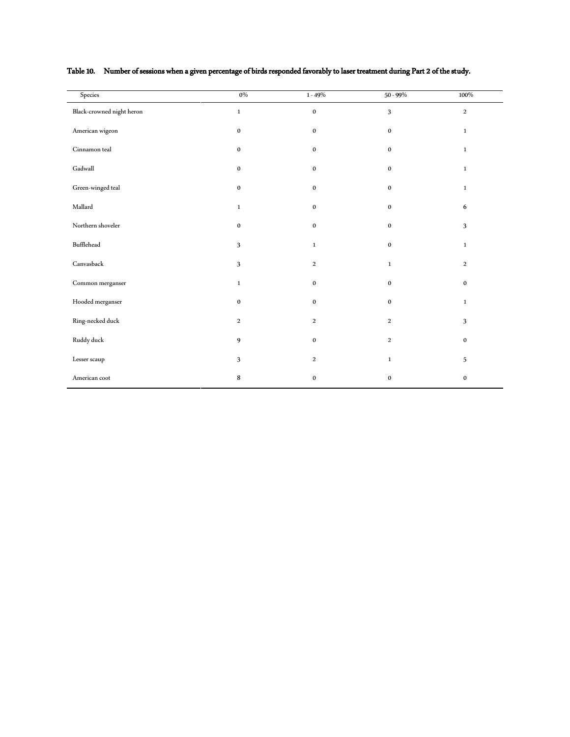**Table 10. Number of sessions when a given percentage of birds responded favorably to laser treatment during Part 2 of the study.**

| Species | 0% | 1 - 49% | 50 - 99% | 100% |
|---|---|---|---|---|
| Black-crowned night heron | 1 | 0 | 3 | 2 |
| American wigeon | 0 | 0 | 0 | 1 |
| Cinnamon teal | 0 | 0 | 0 | 1 |
| Gadwall | 0 | 0 | 0 | 1 |
| Green-winged teal | 0 | 0 | 0 | 1 |
| Mallard | 1 | 0 | 0 | 6 |
| Northern shoveler | 0 | 0 | 0 | 3 |
| Bufflehead | 3 | 1 | 0 | 1 |
| Canvasback | 3 | 2 | 1 | 2 |
| Common merganser | 1 | 0 | 0 | 0 |
| Hooded merganser | 0 | 0 | 0 | 1 |
| Ring-necked duck | 2 | 2 | 2 | 3 |
| Ruddy duck | 9 | 0 | 2 | 0 |
| Lesser scaup | 3 | 2 | 1 | 5 |
| American coot | 8 | 0 | 0 | 0 |